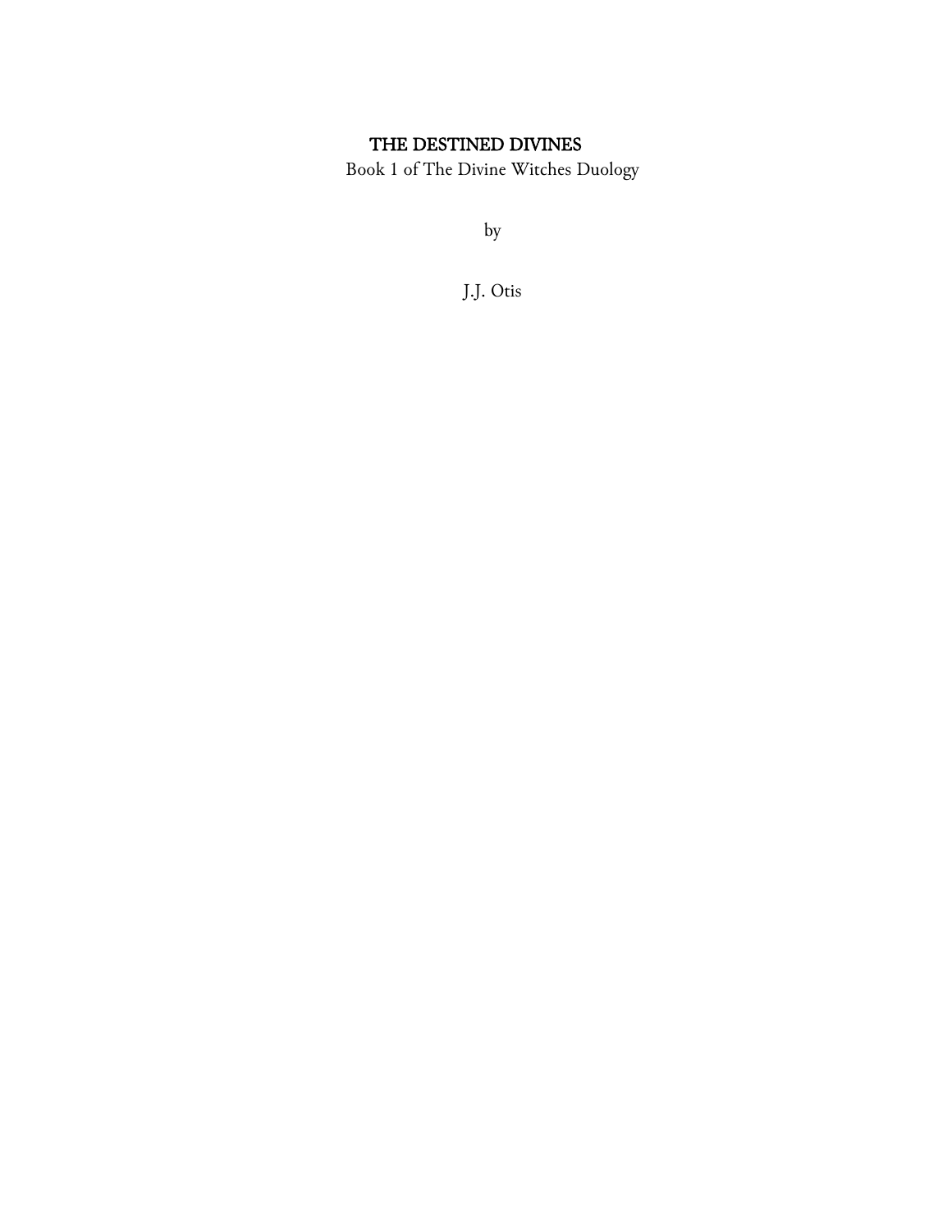# THE DESTINED DIVINES

Book 1 of The Divine Witches Duology

by

J.J. Otis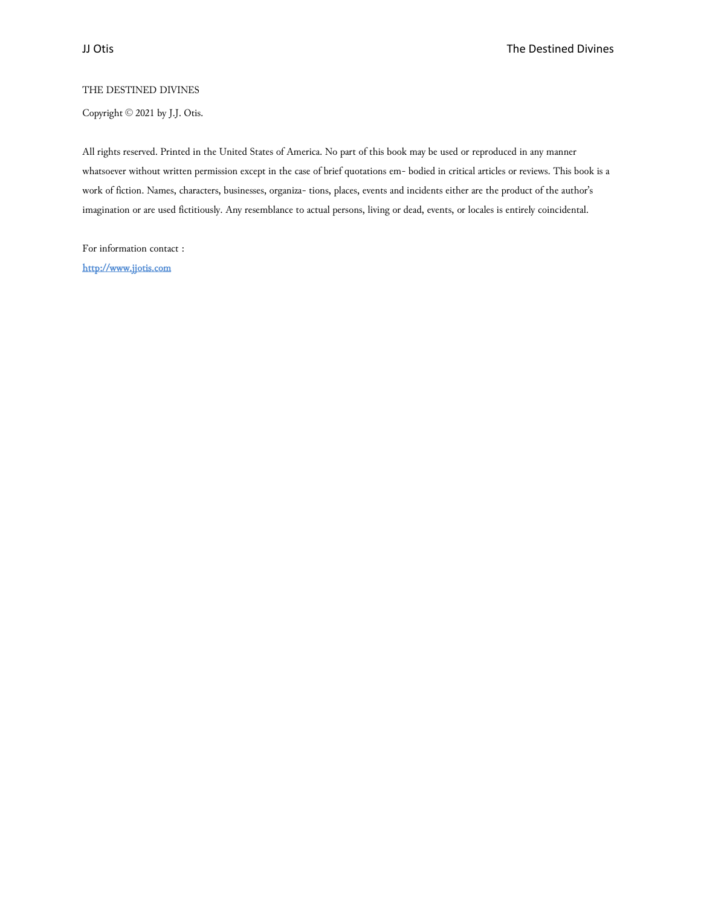THE DESTINED DIVINES

Copyright © 2021 by J.J. Otis.

All rights reserved. Printed in the United States of America. No part of this book may be used or reproduced in any manner whatsoever without written permission except in the case of brief quotations em- bodied in critical articles or reviews. This book is a work of fiction. Names, characters, businesses, organiza- tions, places, events and incidents either are the product of the author's imagination or are used fictitiously. Any resemblance to actual persons, living or dead, events, or locales is entirely coincidental.

For information contact :

http://www.jjotis.com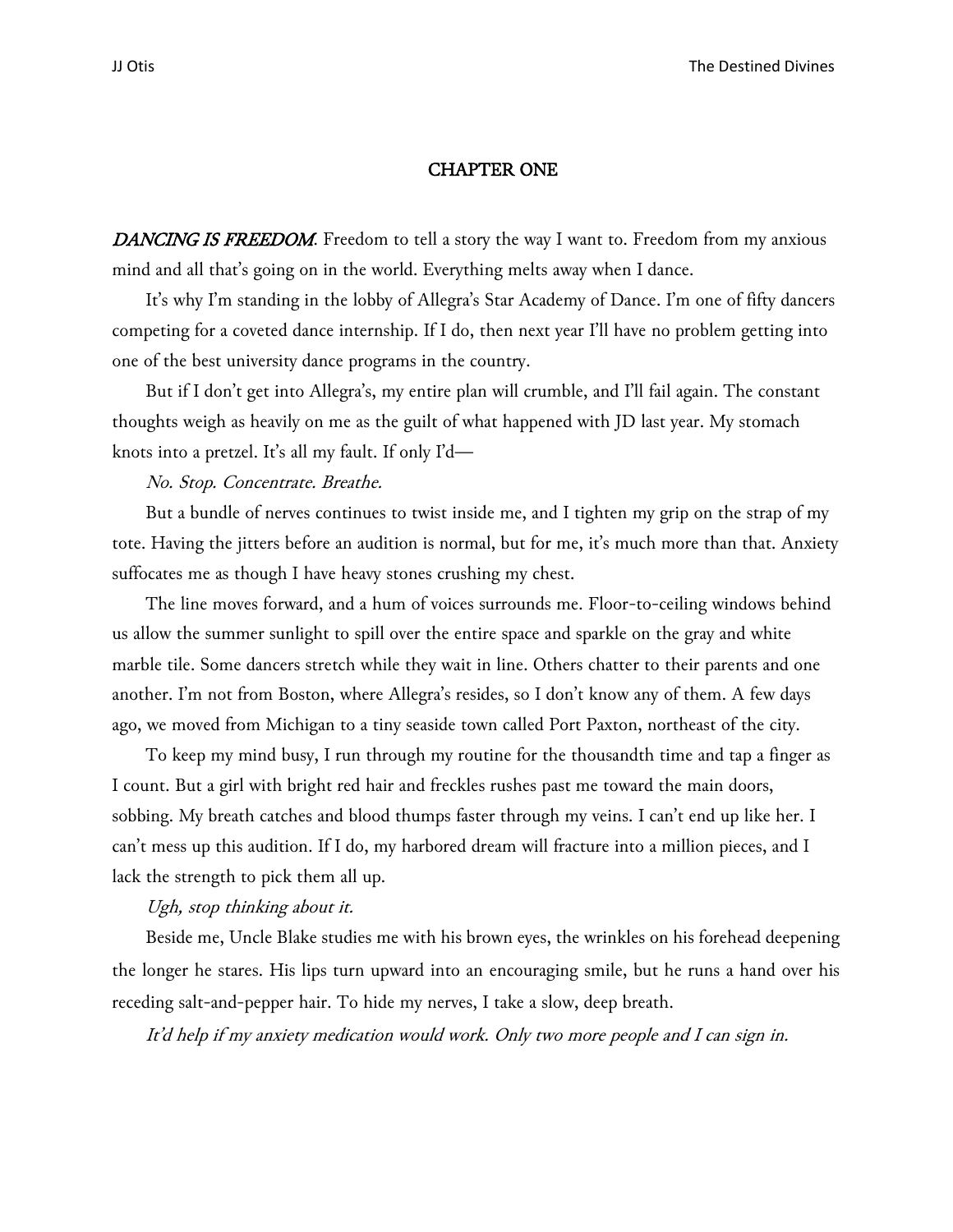## CHAPTER ONE

***DANCING IS FREEDOM***. Freedom to tell a story the way I want to. Freedom from my anxious mind and all that's going on in the world. Everything melts away when I dance.

It's why I'm standing in the lobby of Allegra's Star Academy of Dance. I'm one of fifty dancers competing for a coveted dance internship. If I do, then next year I'll have no problem getting into one of the best university dance programs in the country.

But if I don't get into Allegra's, my entire plan will crumble, and I'll fail again. The constant thoughts weigh as heavily on me as the guilt of what happened with JD last year. My stomach knots into a pretzel. It's all my fault. If only I'd—

*No. Stop. Concentrate. Breathe.*

But a bundle of nerves continues to twist inside me, and I tighten my grip on the strap of my tote. Having the jitters before an audition is normal, but for me, it's much more than that. Anxiety suffocates me as though I have heavy stones crushing my chest.

The line moves forward, and a hum of voices surrounds me. Floor-to-ceiling windows behind us allow the summer sunlight to spill over the entire space and sparkle on the gray and white marble tile. Some dancers stretch while they wait in line. Others chatter to their parents and one another. I'm not from Boston, where Allegra's resides, so I don't know any of them. A few days ago, we moved from Michigan to a tiny seaside town called Port Paxton, northeast of the city.

To keep my mind busy, I run through my routine for the thousandth time and tap a finger as I count. But a girl with bright red hair and freckles rushes past me toward the main doors, sobbing. My breath catches and blood thumps faster through my veins. I can't end up like her. I can't mess up this audition. If I do, my harbored dream will fracture into a million pieces, and I lack the strength to pick them all up.

*Ugh, stop thinking about it.*

Beside me, Uncle Blake studies me with his brown eyes, the wrinkles on his forehead deepening the longer he stares. His lips turn upward into an encouraging smile, but he runs a hand over his receding salt-and-pepper hair. To hide my nerves, I take a slow, deep breath.

*It'd help if my anxiety medication would work. Only two more people and I can sign in.*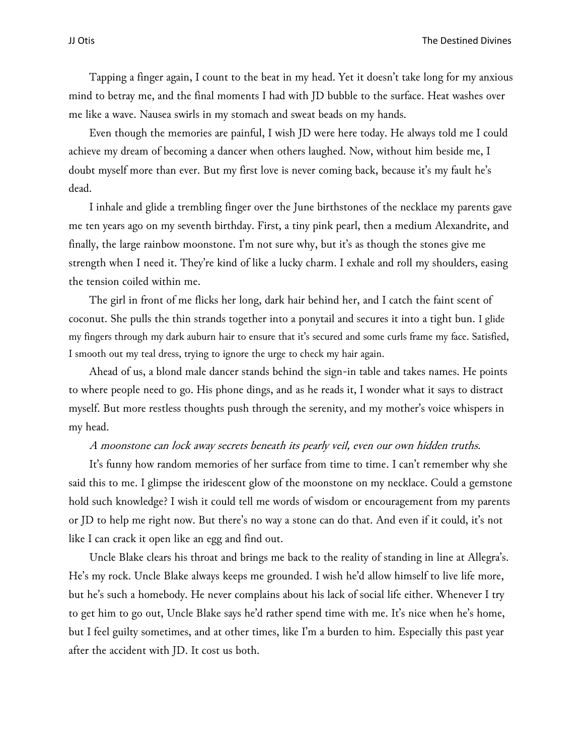Tapping a finger again, I count to the beat in my head. Yet it doesn't take long for my anxious mind to betray me, and the final moments I had with JD bubble to the surface. Heat washes over me like a wave. Nausea swirls in my stomach and sweat beads on my hands.

Even though the memories are painful, I wish JD were here today. He always told me I could achieve my dream of becoming a dancer when others laughed. Now, without him beside me, I doubt myself more than ever. But my first love is never coming back, because it's my fault he's dead.

I inhale and glide a trembling finger over the June birthstones of the necklace my parents gave me ten years ago on my seventh birthday. First, a tiny pink pearl, then a medium Alexandrite, and finally, the large rainbow moonstone. I'm not sure why, but it's as though the stones give me strength when I need it. They're kind of like a lucky charm. I exhale and roll my shoulders, easing the tension coiled within me.

The girl in front of me flicks her long, dark hair behind her, and I catch the faint scent of coconut. She pulls the thin strands together into a ponytail and secures it into a tight bun. I glide my fingers through my dark auburn hair to ensure that it's secured and some curls frame my face. Satisfied, I smooth out my teal dress, trying to ignore the urge to check my hair again.

Ahead of us, a blond male dancer stands behind the sign-in table and takes names. He points to where people need to go. His phone dings, and as he reads it, I wonder what it says to distract myself. But more restless thoughts push through the serenity, and my mother's voice whispers in my head.

*A moonstone can lock away secrets beneath its pearly veil, even our own hidden truths.*

It's funny how random memories of her surface from time to time. I can't remember why she said this to me. I glimpse the iridescent glow of the moonstone on my necklace. Could a gemstone hold such knowledge? I wish it could tell me words of wisdom or encouragement from my parents or JD to help me right now. But there's no way a stone can do that. And even if it could, it's not like I can crack it open like an egg and find out.

Uncle Blake clears his throat and brings me back to the reality of standing in line at Allegra's. He's my rock. Uncle Blake always keeps me grounded. I wish he'd allow himself to live life more, but he's such a homebody. He never complains about his lack of social life either. Whenever I try to get him to go out, Uncle Blake says he'd rather spend time with me. It's nice when he's home, but I feel guilty sometimes, and at other times, like I'm a burden to him. Especially this past year after the accident with JD. It cost us both.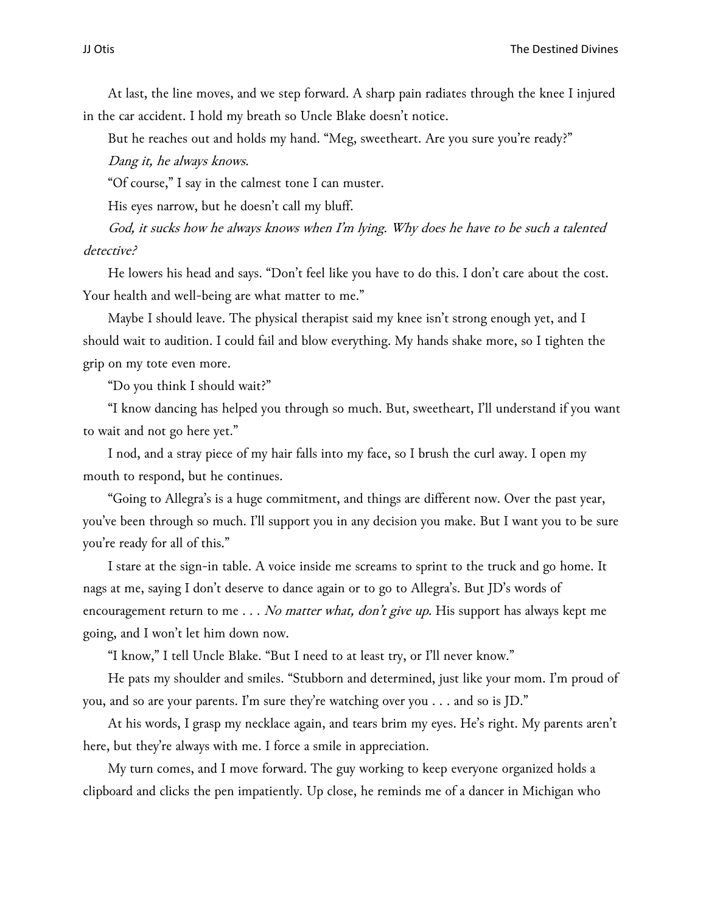At last, the line moves, and we step forward. A sharp pain radiates through the knee I injured in the car accident. I hold my breath so Uncle Blake doesn't notice.

But he reaches out and holds my hand. "Meg, sweetheart. Are you sure you're ready?"

*Dang it, he always knows.*

"Of course," I say in the calmest tone I can muster.

His eyes narrow, but he doesn't call my bluff.

*God, it sucks how he always knows when I'm lying. Why does he have to be such a talented detective?*

He lowers his head and says. "Don't feel like you have to do this. I don't care about the cost. Your health and well-being are what matter to me."

Maybe I should leave. The physical therapist said my knee isn't strong enough yet, and I should wait to audition. I could fail and blow everything. My hands shake more, so I tighten the grip on my tote even more.

"Do you think I should wait?"

"I know dancing has helped you through so much. But, sweetheart, I'll understand if you want to wait and not go here yet."

I nod, and a stray piece of my hair falls into my face, so I brush the curl away. I open my mouth to respond, but he continues.

"Going to Allegra's is a huge commitment, and things are different now. Over the past year, you've been through so much. I'll support you in any decision you make. But I want you to be sure you're ready for all of this."

I stare at the sign-in table. A voice inside me screams to sprint to the truck and go home. It nags at me, saying I don't deserve to dance again or to go to Allegra's. But JD's words of encouragement return to me . . . *No matter what, don't give up.* His support has always kept me going, and I won't let him down now.

"I know," I tell Uncle Blake. "But I need to at least try, or I'll never know."

He pats my shoulder and smiles. "Stubborn and determined, just like your mom. I'm proud of you, and so are your parents. I'm sure they're watching over you . . . and so is JD."

At his words, I grasp my necklace again, and tears brim my eyes. He's right. My parents aren't here, but they're always with me. I force a smile in appreciation.

My turn comes, and I move forward. The guy working to keep everyone organized holds a clipboard and clicks the pen impatiently. Up close, he reminds me of a dancer in Michigan who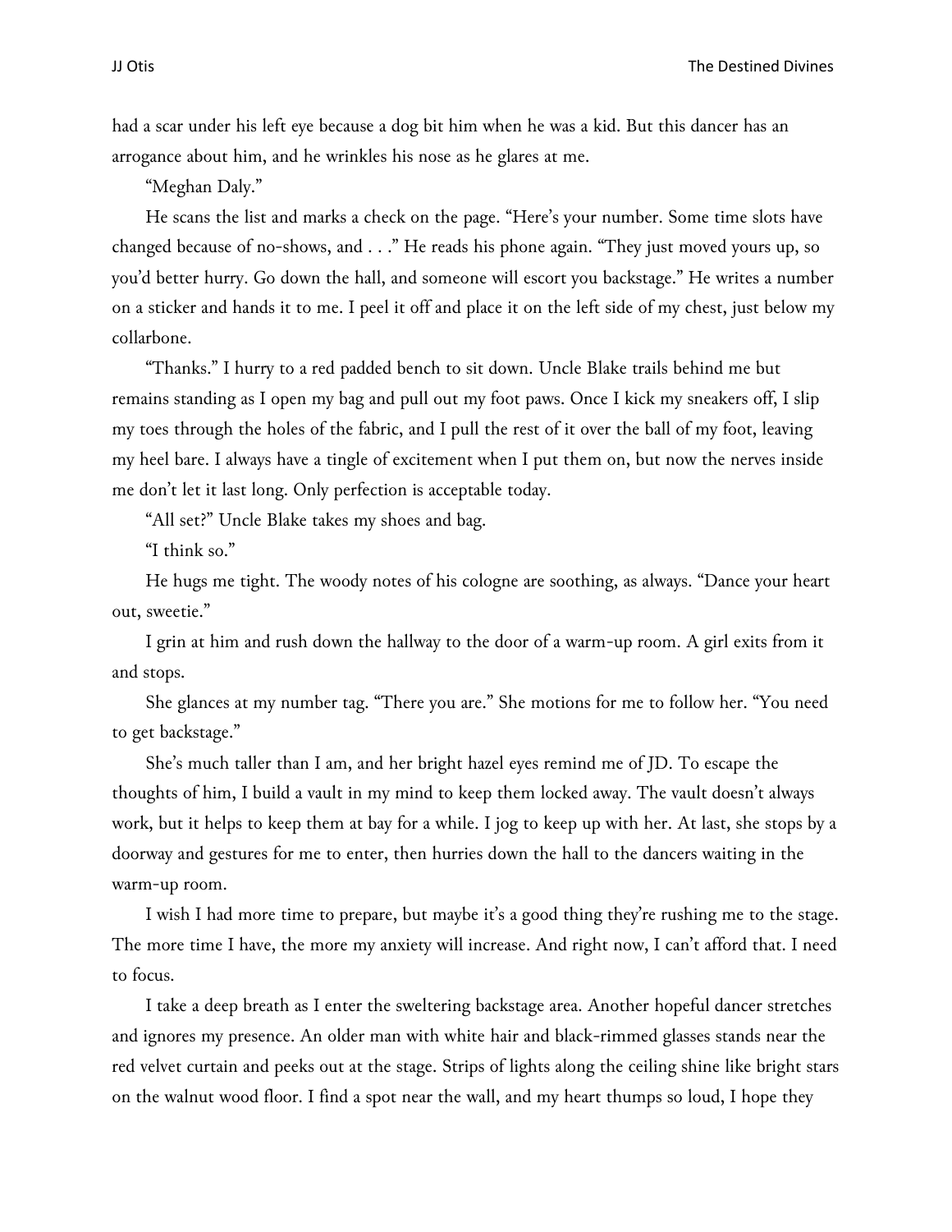had a scar under his left eye because a dog bit him when he was a kid. But this dancer has an arrogance about him, and he wrinkles his nose as he glares at me.

"Meghan Daly."

He scans the list and marks a check on the page. "Here's your number. Some time slots have changed because of no-shows, and . . ." He reads his phone again. "They just moved yours up, so you'd better hurry. Go down the hall, and someone will escort you backstage." He writes a number on a sticker and hands it to me. I peel it off and place it on the left side of my chest, just below my collarbone.

"Thanks." I hurry to a red padded bench to sit down. Uncle Blake trails behind me but remains standing as I open my bag and pull out my foot paws. Once I kick my sneakers off, I slip my toes through the holes of the fabric, and I pull the rest of it over the ball of my foot, leaving my heel bare. I always have a tingle of excitement when I put them on, but now the nerves inside me don't let it last long. Only perfection is acceptable today.

"All set?" Uncle Blake takes my shoes and bag.

"I think so."

He hugs me tight. The woody notes of his cologne are soothing, as always. "Dance your heart out, sweetie."

I grin at him and rush down the hallway to the door of a warm-up room. A girl exits from it and stops.

She glances at my number tag. "There you are." She motions for me to follow her. "You need to get backstage."

She's much taller than I am, and her bright hazel eyes remind me of JD. To escape the thoughts of him, I build a vault in my mind to keep them locked away. The vault doesn't always work, but it helps to keep them at bay for a while. I jog to keep up with her. At last, she stops by a doorway and gestures for me to enter, then hurries down the hall to the dancers waiting in the warm-up room.

I wish I had more time to prepare, but maybe it's a good thing they're rushing me to the stage. The more time I have, the more my anxiety will increase. And right now, I can't afford that. I need to focus.

I take a deep breath as I enter the sweltering backstage area. Another hopeful dancer stretches and ignores my presence. An older man with white hair and black-rimmed glasses stands near the red velvet curtain and peeks out at the stage. Strips of lights along the ceiling shine like bright stars on the walnut wood floor. I find a spot near the wall, and my heart thumps so loud, I hope they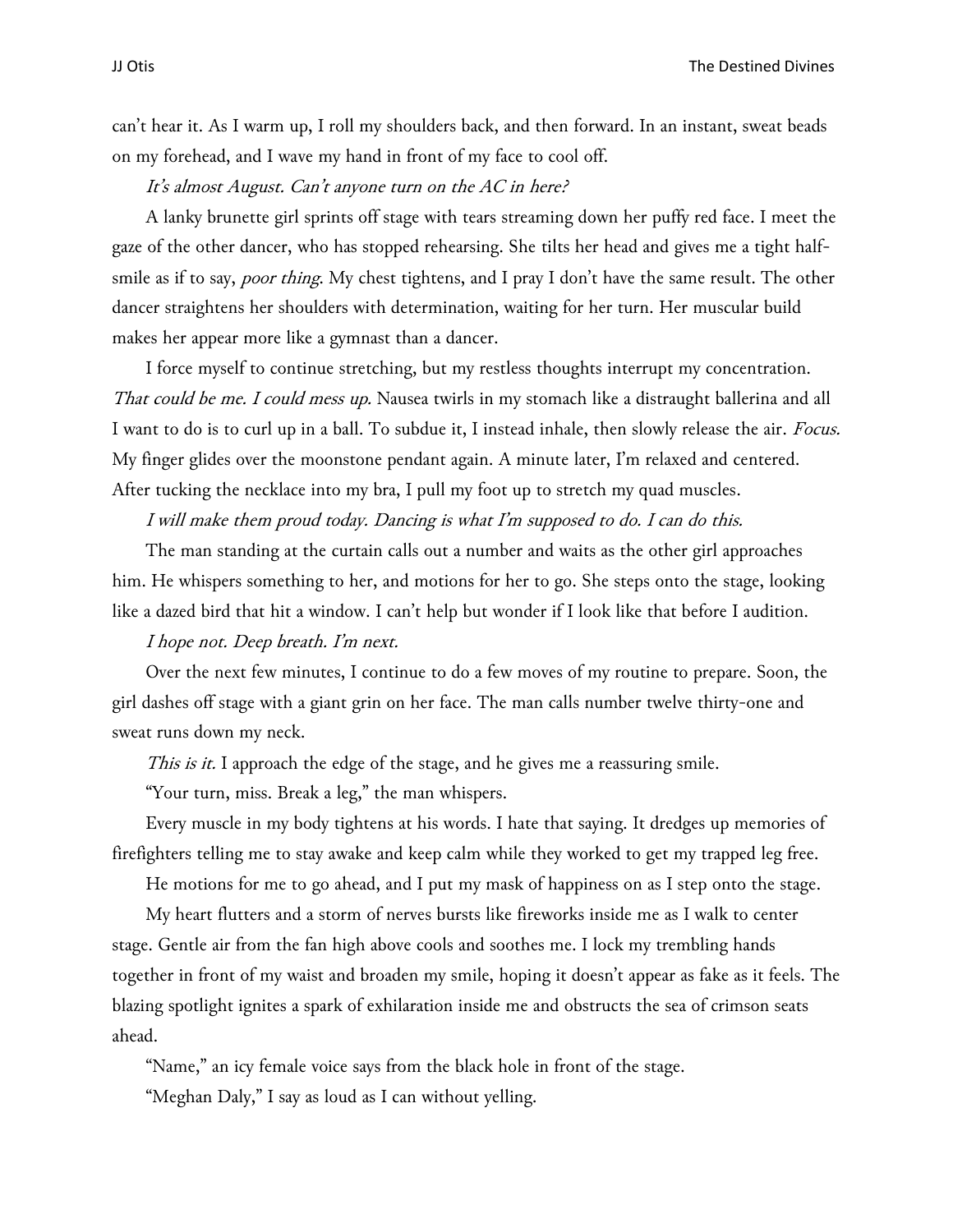can't hear it. As I warm up, I roll my shoulders back, and then forward. In an instant, sweat beads on my forehead, and I wave my hand in front of my face to cool off.

*It's almost August. Can't anyone turn on the AC in here?*

A lanky brunette girl sprints off stage with tears streaming down her puffy red face. I meet the gaze of the other dancer, who has stopped rehearsing. She tilts her head and gives me a tight half-smile as if to say, *poor thing*. My chest tightens, and I pray I don't have the same result. The other dancer straightens her shoulders with determination, waiting for her turn. Her muscular build makes her appear more like a gymnast than a dancer.

I force myself to continue stretching, but my restless thoughts interrupt my concentration. *That could be me. I could mess up.* Nausea twirls in my stomach like a distraught ballerina and all I want to do is to curl up in a ball. To subdue it, I instead inhale, then slowly release the air. *Focus.* My finger glides over the moonstone pendant again. A minute later, I'm relaxed and centered. After tucking the necklace into my bra, I pull my foot up to stretch my quad muscles.

*I will make them proud today. Dancing is what I'm supposed to do. I can do this.*

The man standing at the curtain calls out a number and waits as the other girl approaches him. He whispers something to her, and motions for her to go. She steps onto the stage, looking like a dazed bird that hit a window. I can't help but wonder if I look like that before I audition.

*I hope not. Deep breath. I'm next.*

Over the next few minutes, I continue to do a few moves of my routine to prepare. Soon, the girl dashes off stage with a giant grin on her face. The man calls number twelve thirty-one and sweat runs down my neck.

*This is it.* I approach the edge of the stage, and he gives me a reassuring smile.

"Your turn, miss. Break a leg," the man whispers.

Every muscle in my body tightens at his words. I hate that saying. It dredges up memories of firefighters telling me to stay awake and keep calm while they worked to get my trapped leg free.

He motions for me to go ahead, and I put my mask of happiness on as I step onto the stage.

My heart flutters and a storm of nerves bursts like fireworks inside me as I walk to center stage. Gentle air from the fan high above cools and soothes me. I lock my trembling hands together in front of my waist and broaden my smile, hoping it doesn't appear as fake as it feels. The blazing spotlight ignites a spark of exhilaration inside me and obstructs the sea of crimson seats ahead.

"Name," an icy female voice says from the black hole in front of the stage.

"Meghan Daly," I say as loud as I can without yelling.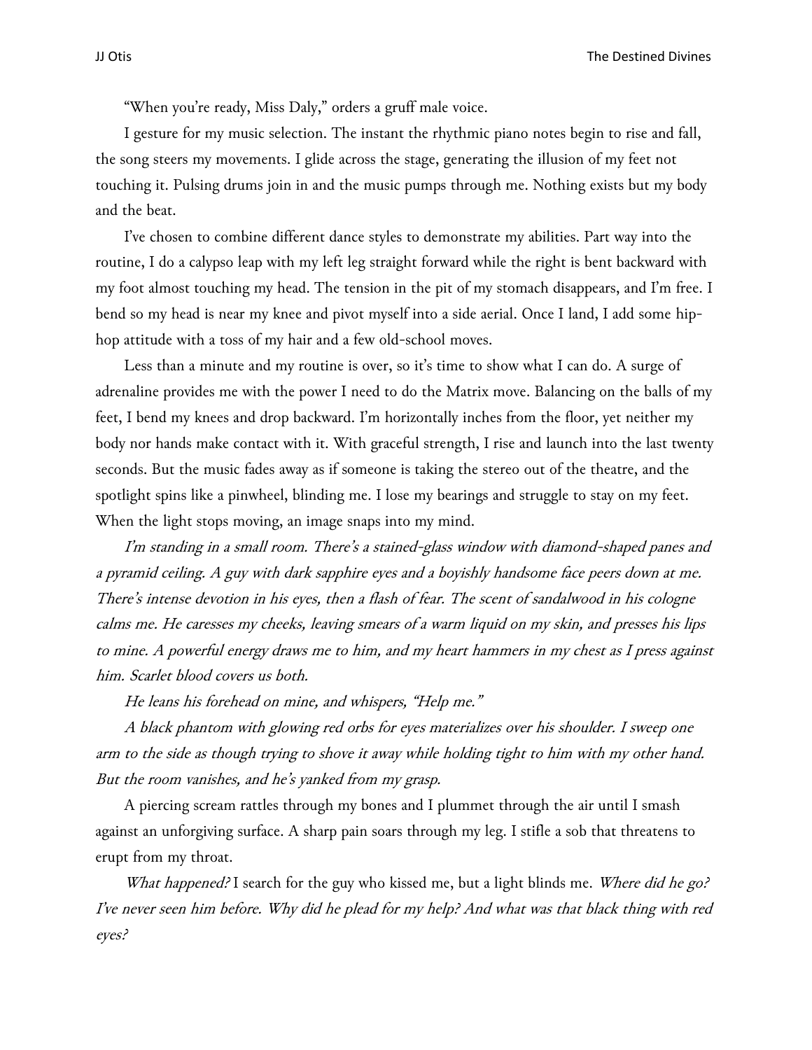"When you're ready, Miss Daly," orders a gruff male voice.

I gesture for my music selection. The instant the rhythmic piano notes begin to rise and fall, the song steers my movements. I glide across the stage, generating the illusion of my feet not touching it. Pulsing drums join in and the music pumps through me. Nothing exists but my body and the beat.

I've chosen to combine different dance styles to demonstrate my abilities. Part way into the routine, I do a calypso leap with my left leg straight forward while the right is bent backward with my foot almost touching my head. The tension in the pit of my stomach disappears, and I'm free. I bend so my head is near my knee and pivot myself into a side aerial. Once I land, I add some hip-hop attitude with a toss of my hair and a few old-school moves.

Less than a minute and my routine is over, so it's time to show what I can do. A surge of adrenaline provides me with the power I need to do the Matrix move. Balancing on the balls of my feet, I bend my knees and drop backward. I'm horizontally inches from the floor, yet neither my body nor hands make contact with it. With graceful strength, I rise and launch into the last twenty seconds. But the music fades away as if someone is taking the stereo out of the theatre, and the spotlight spins like a pinwheel, blinding me. I lose my bearings and struggle to stay on my feet. When the light stops moving, an image snaps into my mind.

*I'm standing in a small room. There's a stained-glass window with diamond-shaped panes and a pyramid ceiling. A guy with dark sapphire eyes and a boyishly handsome face peers down at me. There's intense devotion in his eyes, then a flash of fear. The scent of sandalwood in his cologne calms me. He caresses my cheeks, leaving smears of a warm liquid on my skin, and presses his lips to mine. A powerful energy draws me to him, and my heart hammers in my chest as I press against him. Scarlet blood covers us both.*

*He leans his forehead on mine, and whispers, "Help me."*

*A black phantom with glowing red orbs for eyes materializes over his shoulder. I sweep one arm to the side as though trying to shove it away while holding tight to him with my other hand. But the room vanishes, and he's yanked from my grasp.*

A piercing scream rattles through my bones and I plummet through the air until I smash against an unforgiving surface. A sharp pain soars through my leg. I stifle a sob that threatens to erupt from my throat.

*What happened?* I search for the guy who kissed me, but a light blinds me. *Where did he go? I've never seen him before. Why did he plead for my help? And what was that black thing with red eyes?*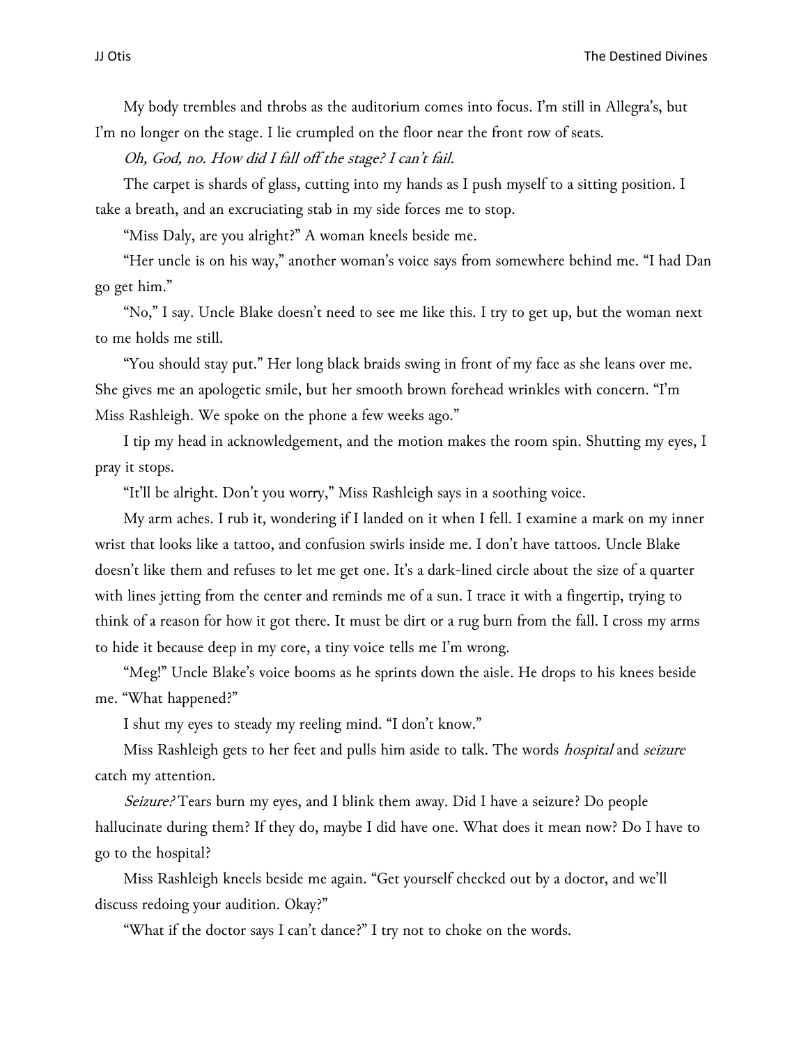My body trembles and throbs as the auditorium comes into focus. I'm still in Allegra's, but I'm no longer on the stage. I lie crumpled on the floor near the front row of seats.

*Oh, God, no. How did I fall off the stage? I can't fail.*

The carpet is shards of glass, cutting into my hands as I push myself to a sitting position. I take a breath, and an excruciating stab in my side forces me to stop.

"Miss Daly, are you alright?" A woman kneels beside me.

"Her uncle is on his way," another woman's voice says from somewhere behind me. "I had Dan go get him."

"No," I say. Uncle Blake doesn't need to see me like this. I try to get up, but the woman next to me holds me still.

"You should stay put." Her long black braids swing in front of my face as she leans over me. She gives me an apologetic smile, but her smooth brown forehead wrinkles with concern. "I'm Miss Rashleigh. We spoke on the phone a few weeks ago."

I tip my head in acknowledgement, and the motion makes the room spin. Shutting my eyes, I pray it stops.

"It'll be alright. Don't you worry," Miss Rashleigh says in a soothing voice.

My arm aches. I rub it, wondering if I landed on it when I fell. I examine a mark on my inner wrist that looks like a tattoo, and confusion swirls inside me. I don't have tattoos. Uncle Blake doesn't like them and refuses to let me get one. It's a dark-lined circle about the size of a quarter with lines jetting from the center and reminds me of a sun. I trace it with a fingertip, trying to think of a reason for how it got there. It must be dirt or a rug burn from the fall. I cross my arms to hide it because deep in my core, a tiny voice tells me I'm wrong.

"Meg!" Uncle Blake's voice booms as he sprints down the aisle. He drops to his knees beside me. "What happened?"

I shut my eyes to steady my reeling mind. "I don't know."

Miss Rashleigh gets to her feet and pulls him aside to talk. The words *hospital* and *seizure* catch my attention.

*Seizure?* Tears burn my eyes, and I blink them away. Did I have a seizure? Do people hallucinate during them? If they do, maybe I did have one. What does it mean now? Do I have to go to the hospital?

Miss Rashleigh kneels beside me again. "Get yourself checked out by a doctor, and we'll discuss redoing your audition. Okay?"

"What if the doctor says I can't dance?" I try not to choke on the words.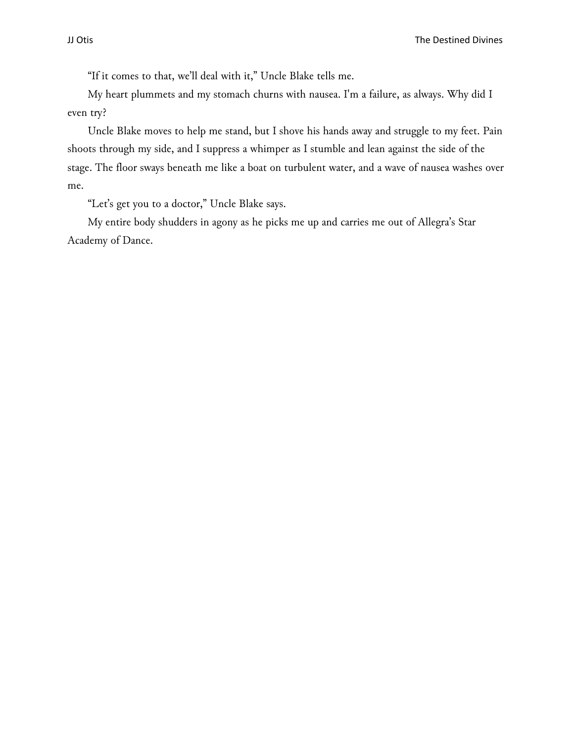"If it comes to that, we'll deal with it," Uncle Blake tells me.

My heart plummets and my stomach churns with nausea. I'm a failure, as always. Why did I even try?

Uncle Blake moves to help me stand, but I shove his hands away and struggle to my feet. Pain shoots through my side, and I suppress a whimper as I stumble and lean against the side of the stage. The floor sways beneath me like a boat on turbulent water, and a wave of nausea washes over me.

"Let's get you to a doctor," Uncle Blake says.

My entire body shudders in agony as he picks me up and carries me out of Allegra's Star Academy of Dance.